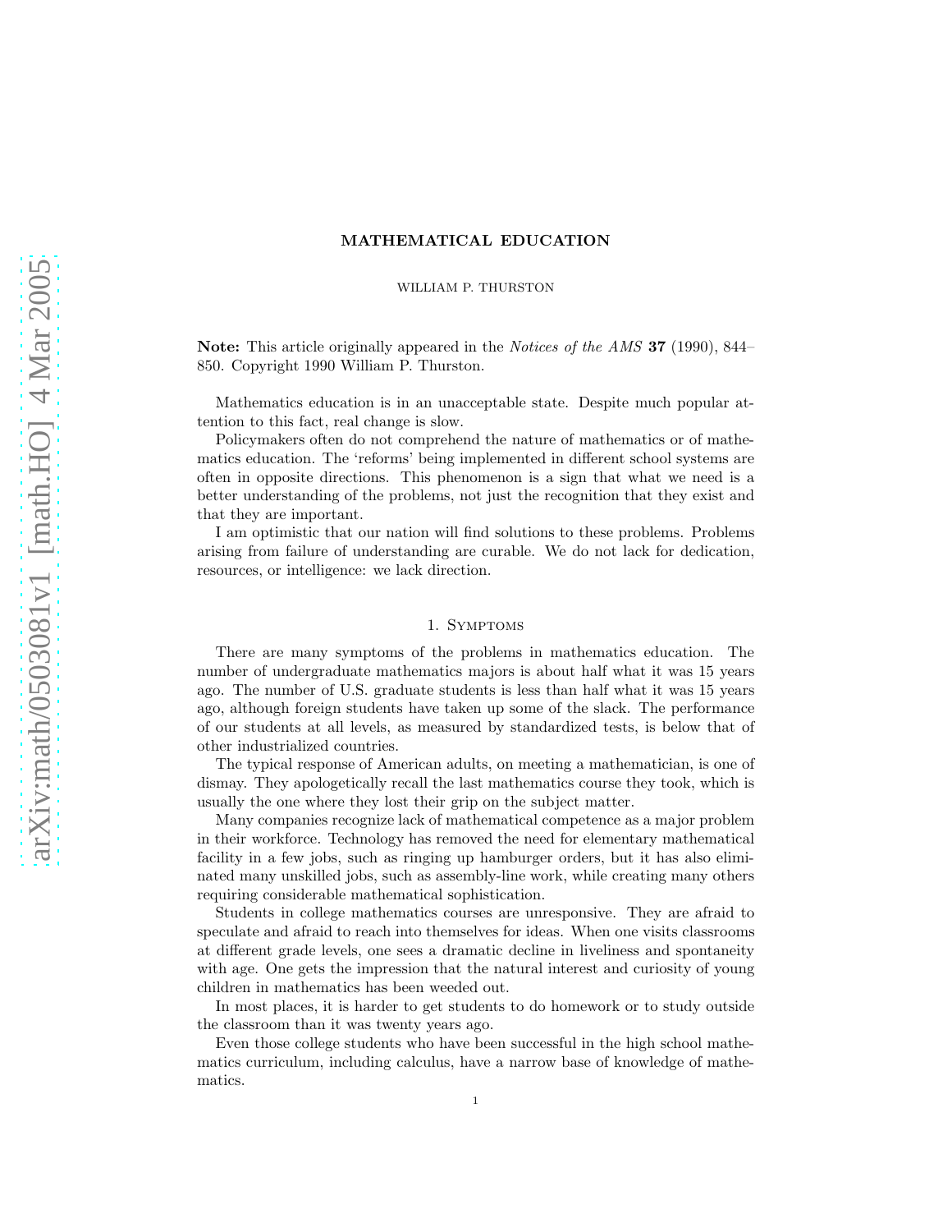# MATHEMATICAL EDUCATION

WILLIAM P. THURSTON

**Note:** This article originally appeared in the *Notices of the AMS* **37** (1990), 844–850. Copyright 1990 William P. Thurston.

Mathematics education is in an unacceptable state. Despite much popular attention to this fact, real change is slow.

Policymakers often do not comprehend the nature of mathematics or of mathematics education. The 'reforms' being implemented in different school systems are often in opposite directions. This phenomenon is a sign that what we need is a better understanding of the problems, not just the recognition that they exist and that they are important.

I am optimistic that our nation will find solutions to these problems. Problems arising from failure of understanding are curable. We do not lack for dedication, resources, or intelligence: we lack direction.

## 1. Symptoms

There are many symptoms of the problems in mathematics education. The number of undergraduate mathematics majors is about half what it was 15 years ago. The number of U.S. graduate students is less than half what it was 15 years ago, although foreign students have taken up some of the slack. The performance of our students at all levels, as measured by standardized tests, is below that of other industrialized countries.

The typical response of American adults, on meeting a mathematician, is one of dismay. They apologetically recall the last mathematics course they took, which is usually the one where they lost their grip on the subject matter.

Many companies recognize lack of mathematical competence as a major problem in their workforce. Technology has removed the need for elementary mathematical facility in a few jobs, such as ringing up hamburger orders, but it has also eliminated many unskilled jobs, such as assembly-line work, while creating many others requiring considerable mathematical sophistication.

Students in college mathematics courses are unresponsive. They are afraid to speculate and afraid to reach into themselves for ideas. When one visits classrooms at different grade levels, one sees a dramatic decline in liveliness and spontaneity with age. One gets the impression that the natural interest and curiosity of young children in mathematics has been weeded out.

In most places, it is harder to get students to do homework or to study outside the classroom than it was twenty years ago.

Even those college students who have been successful in the high school mathematics curriculum, including calculus, have a narrow base of knowledge of mathematics.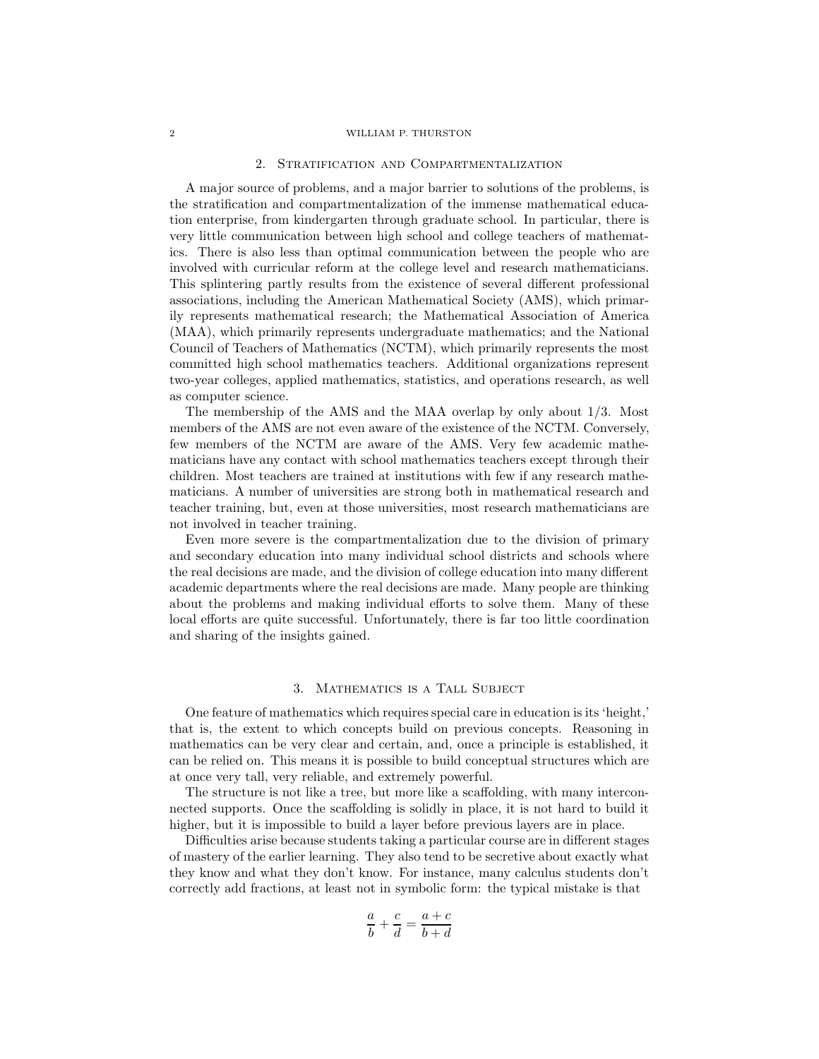## 2. Stratification and Compartmentalization

A major source of problems, and a major barrier to solutions of the problems, is the stratification and compartmentalization of the immense mathematical education enterprise, from kindergarten through graduate school. In particular, there is very little communication between high school and college teachers of mathematics. There is also less than optimal communication between the people who are involved with curricular reform at the college level and research mathematicians. This splintering partly results from the existence of several different professional associations, including the American Mathematical Society (AMS), which primarily represents mathematical research; the Mathematical Association of America (MAA), which primarily represents undergraduate mathematics; and the National Council of Teachers of Mathematics (NCTM), which primarily represents the most committed high school mathematics teachers. Additional organizations represent two-year colleges, applied mathematics, statistics, and operations research, as well as computer science.

The membership of the AMS and the MAA overlap by only about 1/3. Most members of the AMS are not even aware of the existence of the NCTM. Conversely, few members of the NCTM are aware of the AMS. Very few academic mathematicians have any contact with school mathematics teachers except through their children. Most teachers are trained at institutions with few if any research mathematicians. A number of universities are strong both in mathematical research and teacher training, but, even at those universities, most research mathematicians are not involved in teacher training.

Even more severe is the compartmentalization due to the division of primary and secondary education into many individual school districts and schools where the real decisions are made, and the division of college education into many different academic departments where the real decisions are made. Many people are thinking about the problems and making individual efforts to solve them. Many of these local efforts are quite successful. Unfortunately, there is far too little coordination and sharing of the insights gained.

## 3. Mathematics is a Tall Subject

One feature of mathematics which requires special care in education is its 'height,' that is, the extent to which concepts build on previous concepts. Reasoning in mathematics can be very clear and certain, and, once a principle is established, it can be relied on. This means it is possible to build conceptual structures which are at once very tall, very reliable, and extremely powerful.

The structure is not like a tree, but more like a scaffolding, with many interconnected supports. Once the scaffolding is solidly in place, it is not hard to build it higher, but it is impossible to build a layer before previous layers are in place.

Difficulties arise because students taking a particular course are in different stages of mastery of the earlier learning. They also tend to be secretive about exactly what they know and what they don't know. For instance, many calculus students don't correctly add fractions, at least not in symbolic form: the typical mistake is that

$$\frac{a}{b} + \frac{c}{d} = \frac{a+c}{b+d}$$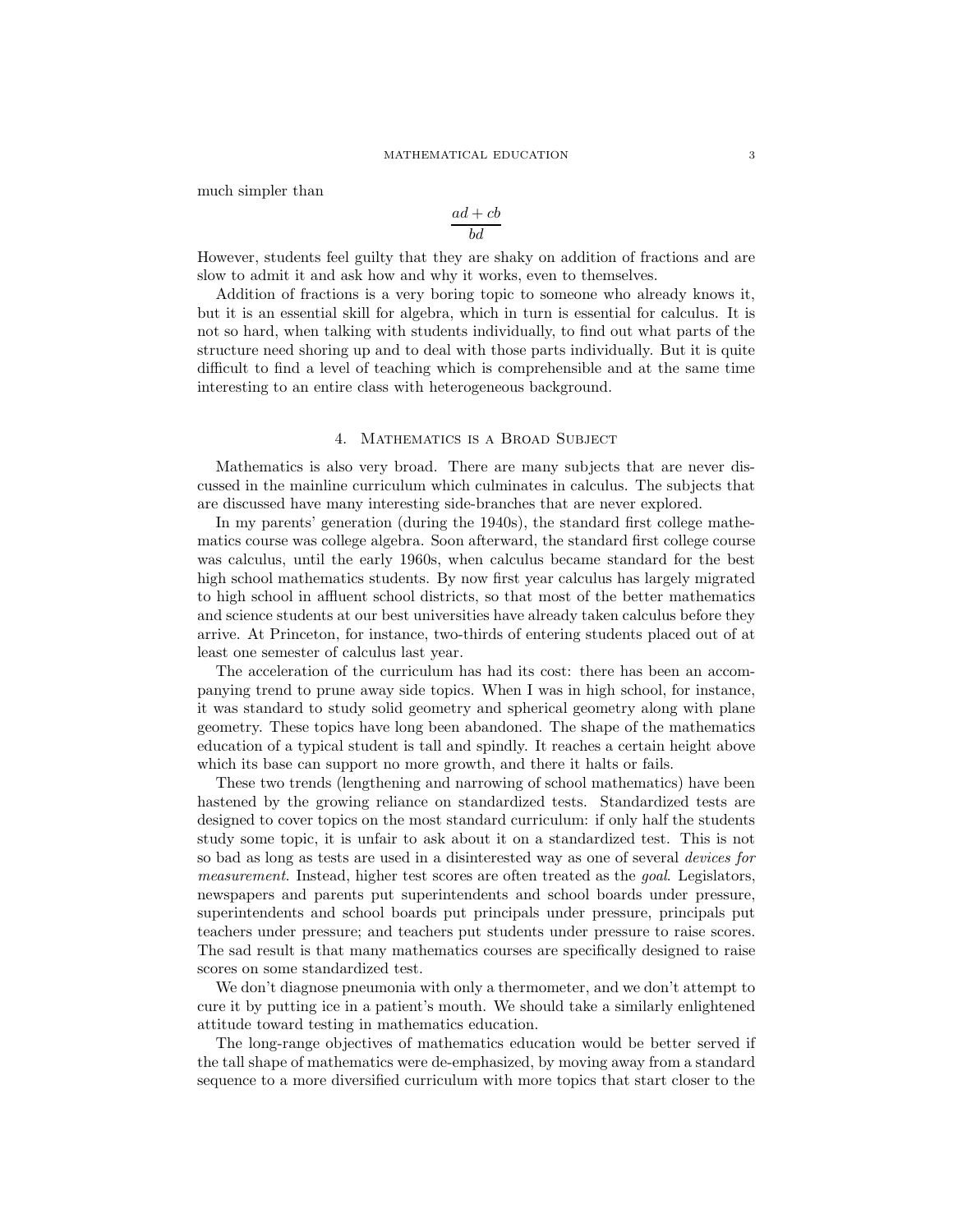much simpler than

$$\frac{ad + cb}{bd}$$

However, students feel guilty that they are shaky on addition of fractions and are slow to admit it and ask how and why it works, even to themselves.

Addition of fractions is a very boring topic to someone who already knows it, but it is an essential skill for algebra, which in turn is essential for calculus. It is not so hard, when talking with students individually, to find out what parts of the structure need shoring up and to deal with those parts individually. But it is quite difficult to find a level of teaching which is comprehensible and at the same time interesting to an entire class with heterogeneous background.

## 4. Mathematics is a Broad Subject

Mathematics is also very broad. There are many subjects that are never discussed in the mainline curriculum which culminates in calculus. The subjects that are discussed have many interesting side-branches that are never explored.

In my parents' generation (during the 1940s), the standard first college mathematics course was college algebra. Soon afterward, the standard first college course was calculus, until the early 1960s, when calculus became standard for the best high school mathematics students. By now first year calculus has largely migrated to high school in affluent school districts, so that most of the better mathematics and science students at our best universities have already taken calculus before they arrive. At Princeton, for instance, two-thirds of entering students placed out of at least one semester of calculus last year.

The acceleration of the curriculum has had its cost: there has been an accompanying trend to prune away side topics. When I was in high school, for instance, it was standard to study solid geometry and spherical geometry along with plane geometry. These topics have long been abandoned. The shape of the mathematics education of a typical student is tall and spindly. It reaches a certain height above which its base can support no more growth, and there it halts or fails.

These two trends (lengthening and narrowing of school mathematics) have been hastened by the growing reliance on standardized tests. Standardized tests are designed to cover topics on the most standard curriculum: if only half the students study some topic, it is unfair to ask about it on a standardized test. This is not so bad as long as tests are used in a disinterested way as one of several *devices for measurement*. Instead, higher test scores are often treated as the *goal*. Legislators, newspapers and parents put superintendents and school boards under pressure, superintendents and school boards put principals under pressure, principals put teachers under pressure; and teachers put students under pressure to raise scores. The sad result is that many mathematics courses are specifically designed to raise scores on some standardized test.

We don't diagnose pneumonia with only a thermometer, and we don't attempt to cure it by putting ice in a patient's mouth. We should take a similarly enlightened attitude toward testing in mathematics education.

The long-range objectives of mathematics education would be better served if the tall shape of mathematics were de-emphasized, by moving away from a standard sequence to a more diversified curriculum with more topics that start closer to the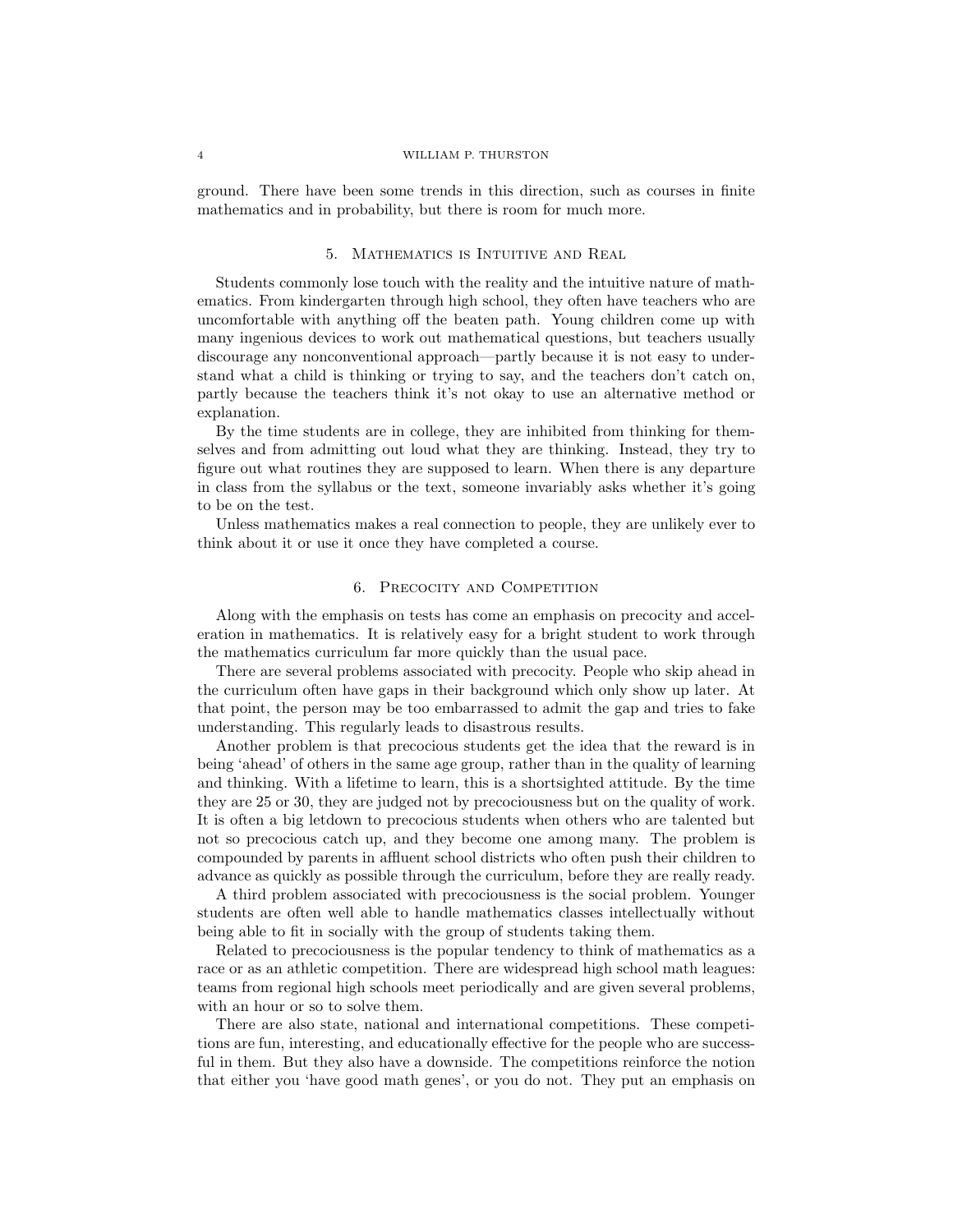ground. There have been some trends in this direction, such as courses in finite mathematics and in probability, but there is room for much more.

## 5. Mathematics is Intuitive and Real

Students commonly lose touch with the reality and the intuitive nature of mathematics. From kindergarten through high school, they often have teachers who are uncomfortable with anything off the beaten path. Young children come up with many ingenious devices to work out mathematical questions, but teachers usually discourage any nonconventional approach—partly because it is not easy to understand what a child is thinking or trying to say, and the teachers don't catch on, partly because the teachers think it's not okay to use an alternative method or explanation.

By the time students are in college, they are inhibited from thinking for themselves and from admitting out loud what they are thinking. Instead, they try to figure out what routines they are supposed to learn. When there is any departure in class from the syllabus or the text, someone invariably asks whether it's going to be on the test.

Unless mathematics makes a real connection to people, they are unlikely ever to think about it or use it once they have completed a course.

## 6. Precocity and Competition

Along with the emphasis on tests has come an emphasis on precocity and acceleration in mathematics. It is relatively easy for a bright student to work through the mathematics curriculum far more quickly than the usual pace.

There are several problems associated with precocity. People who skip ahead in the curriculum often have gaps in their background which only show up later. At that point, the person may be too embarrassed to admit the gap and tries to fake understanding. This regularly leads to disastrous results.

Another problem is that precocious students get the idea that the reward is in being 'ahead' of others in the same age group, rather than in the quality of learning and thinking. With a lifetime to learn, this is a shortsighted attitude. By the time they are 25 or 30, they are judged not by precociousness but on the quality of work. It is often a big letdown to precocious students when others who are talented but not so precocious catch up, and they become one among many. The problem is compounded by parents in affluent school districts who often push their children to advance as quickly as possible through the curriculum, before they are really ready.

A third problem associated with precociousness is the social problem. Younger students are often well able to handle mathematics classes intellectually without being able to fit in socially with the group of students taking them.

Related to precociousness is the popular tendency to think of mathematics as a race or as an athletic competition. There are widespread high school math leagues: teams from regional high schools meet periodically and are given several problems, with an hour or so to solve them.

There are also state, national and international competitions. These competitions are fun, interesting, and educationally effective for the people who are successful in them. But they also have a downside. The competitions reinforce the notion that either you 'have good math genes', or you do not. They put an emphasis on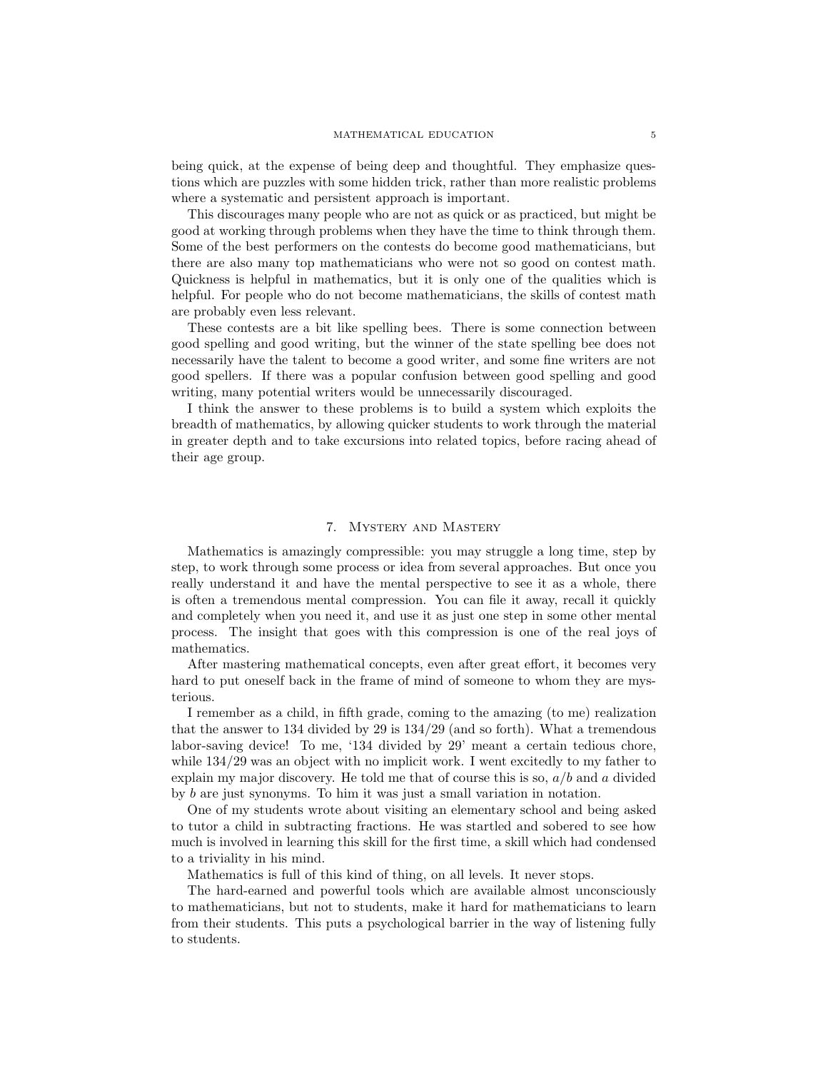being quick, at the expense of being deep and thoughtful. They emphasize questions which are puzzles with some hidden trick, rather than more realistic problems where a systematic and persistent approach is important.

This discourages many people who are not as quick or as practiced, but might be good at working through problems when they have the time to think through them. Some of the best performers on the contests do become good mathematicians, but there are also many top mathematicians who were not so good on contest math. Quickness is helpful in mathematics, but it is only one of the qualities which is helpful. For people who do not become mathematicians, the skills of contest math are probably even less relevant.

These contests are a bit like spelling bees. There is some connection between good spelling and good writing, but the winner of the state spelling bee does not necessarily have the talent to become a good writer, and some fine writers are not good spellers. If there was a popular confusion between good spelling and good writing, many potential writers would be unnecessarily discouraged.

I think the answer to these problems is to build a system which exploits the breadth of mathematics, by allowing quicker students to work through the material in greater depth and to take excursions into related topics, before racing ahead of their age group.

## 7. Mystery and Mastery

Mathematics is amazingly compressible: you may struggle a long time, step by step, to work through some process or idea from several approaches. But once you really understand it and have the mental perspective to see it as a whole, there is often a tremendous mental compression. You can file it away, recall it quickly and completely when you need it, and use it as just one step in some other mental process. The insight that goes with this compression is one of the real joys of mathematics.

After mastering mathematical concepts, even after great effort, it becomes very hard to put oneself back in the frame of mind of someone to whom they are mysterious.

I remember as a child, in fifth grade, coming to the amazing (to me) realization that the answer to 134 divided by 29 is 134/29 (and so forth). What a tremendous labor-saving device! To me, '134 divided by 29' meant a certain tedious chore, while 134/29 was an object with no implicit work. I went excitedly to my father to explain my major discovery. He told me that of course this is so, $a/b$ and $a$ divided by $b$ are just synonyms. To him it was just a small variation in notation.

One of my students wrote about visiting an elementary school and being asked to tutor a child in subtracting fractions. He was startled and sobered to see how much is involved in learning this skill for the first time, a skill which had condensed to a triviality in his mind.

Mathematics is full of this kind of thing, on all levels. It never stops.

The hard-earned and powerful tools which are available almost unconsciously to mathematicians, but not to students, make it hard for mathematicians to learn from their students. This puts a psychological barrier in the way of listening fully to students.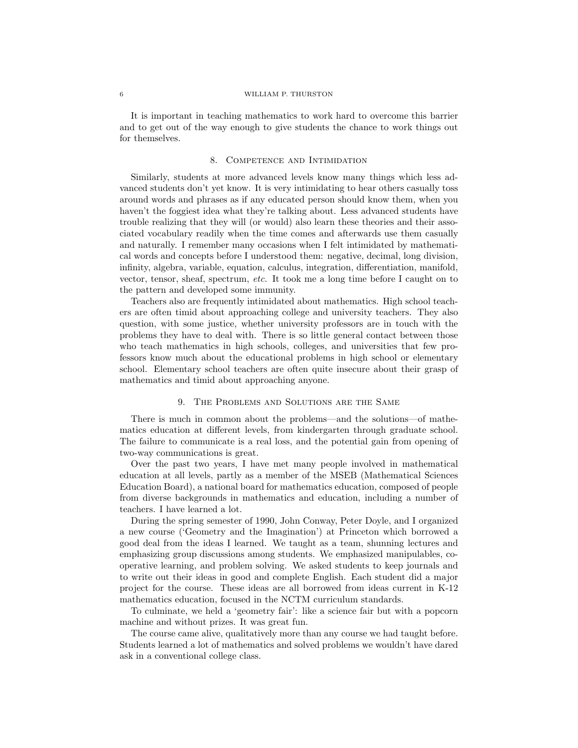It is important in teaching mathematics to work hard to overcome this barrier and to get out of the way enough to give students the chance to work things out for themselves.

## 8. Competence and Intimidation

Similarly, students at more advanced levels know many things which less advanced students don't yet know. It is very intimidating to hear others casually toss around words and phrases as if any educated person should know them, when you haven't the foggiest idea what they're talking about. Less advanced students have trouble realizing that they will (or would) also learn these theories and their associated vocabulary readily when the time comes and afterwards use them casually and naturally. I remember many occasions when I felt intimidated by mathematical words and concepts before I understood them: negative, decimal, long division, infinity, algebra, variable, equation, calculus, integration, differentiation, manifold, vector, tensor, sheaf, spectrum, *etc.* It took me a long time before I caught on to the pattern and developed some immunity.

Teachers also are frequently intimidated about mathematics. High school teachers are often timid about approaching college and university teachers. They also question, with some justice, whether university professors are in touch with the problems they have to deal with. There is so little general contact between those who teach mathematics in high schools, colleges, and universities that few professors know much about the educational problems in high school or elementary school. Elementary school teachers are often quite insecure about their grasp of mathematics and timid about approaching anyone.

## 9. The Problems and Solutions are the Same

There is much in common about the problems—and the solutions—of mathematics education at different levels, from kindergarten through graduate school. The failure to communicate is a real loss, and the potential gain from opening of two-way communications is great.

Over the past two years, I have met many people involved in mathematical education at all levels, partly as a member of the MSEB (Mathematical Sciences Education Board), a national board for mathematics education, composed of people from diverse backgrounds in mathematics and education, including a number of teachers. I have learned a lot.

During the spring semester of 1990, John Conway, Peter Doyle, and I organized a new course ('Geometry and the Imagination') at Princeton which borrowed a good deal from the ideas I learned. We taught as a team, shunning lectures and emphasizing group discussions among students. We emphasized manipulables, cooperative learning, and problem solving. We asked students to keep journals and to write out their ideas in good and complete English. Each student did a major project for the course. These ideas are all borrowed from ideas current in K-12 mathematics education, focused in the NCTM curriculum standards.

To culminate, we held a 'geometry fair': like a science fair but with a popcorn machine and without prizes. It was great fun.

The course came alive, qualitatively more than any course we had taught before. Students learned a lot of mathematics and solved problems we wouldn't have dared ask in a conventional college class.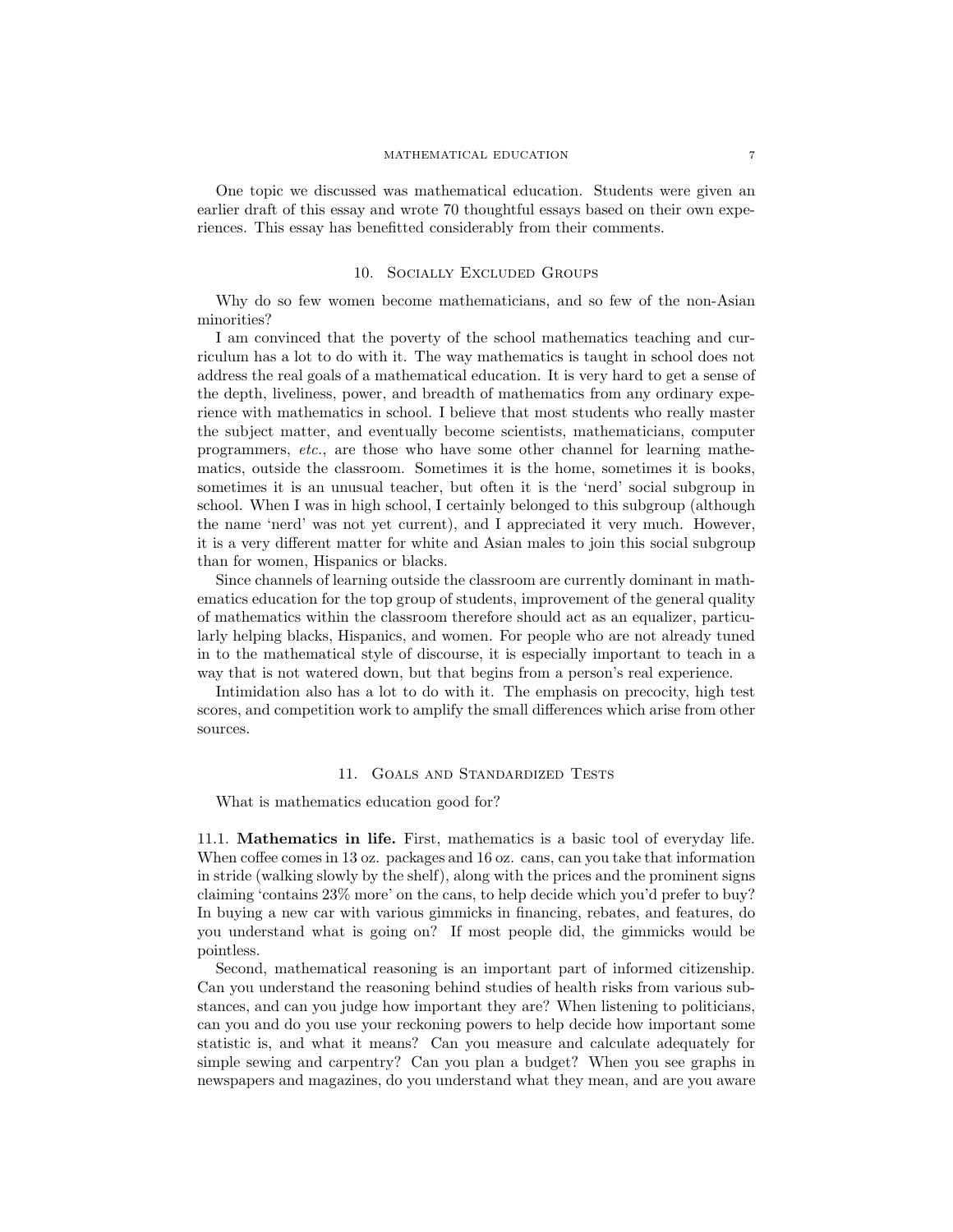One topic we discussed was mathematical education. Students were given an earlier draft of this essay and wrote 70 thoughtful essays based on their own experiences. This essay has benefitted considerably from their comments.

## 10. Socially Excluded Groups

Why do so few women become mathematicians, and so few of the non-Asian minorities?

I am convinced that the poverty of the school mathematics teaching and curriculum has a lot to do with it. The way mathematics is taught in school does not address the real goals of a mathematical education. It is very hard to get a sense of the depth, liveliness, power, and breadth of mathematics from any ordinary experience with mathematics in school. I believe that most students who really master the subject matter, and eventually become scientists, mathematicians, computer programmers, *etc.*, are those who have some other channel for learning mathematics, outside the classroom. Sometimes it is the home, sometimes it is books, sometimes it is an unusual teacher, but often it is the 'nerd' social subgroup in school. When I was in high school, I certainly belonged to this subgroup (although the name 'nerd' was not yet current), and I appreciated it very much. However, it is a very different matter for white and Asian males to join this social subgroup than for women, Hispanics or blacks.

Since channels of learning outside the classroom are currently dominant in mathematics education for the top group of students, improvement of the general quality of mathematics within the classroom therefore should act as an equalizer, particularly helping blacks, Hispanics, and women. For people who are not already tuned in to the mathematical style of discourse, it is especially important to teach in a way that is not watered down, but that begins from a person's real experience.

Intimidation also has a lot to do with it. The emphasis on precocity, high test scores, and competition work to amplify the small differences which arise from other sources.

## 11. Goals and Standardized Tests

What is mathematics education good for?

11.1. **Mathematics in life.** First, mathematics is a basic tool of everyday life. When coffee comes in 13 oz. packages and 16 oz. cans, can you take that information in stride (walking slowly by the shelf), along with the prices and the prominent signs claiming 'contains 23% more' on the cans, to help decide which you'd prefer to buy? In buying a new car with various gimmicks in financing, rebates, and features, do you understand what is going on? If most people did, the gimmicks would be pointless.

Second, mathematical reasoning is an important part of informed citizenship. Can you understand the reasoning behind studies of health risks from various substances, and can you judge how important they are? When listening to politicians, can you and do you use your reckoning powers to help decide how important some statistic is, and what it means? Can you measure and calculate adequately for simple sewing and carpentry? Can you plan a budget? When you see graphs in newspapers and magazines, do you understand what they mean, and are you aware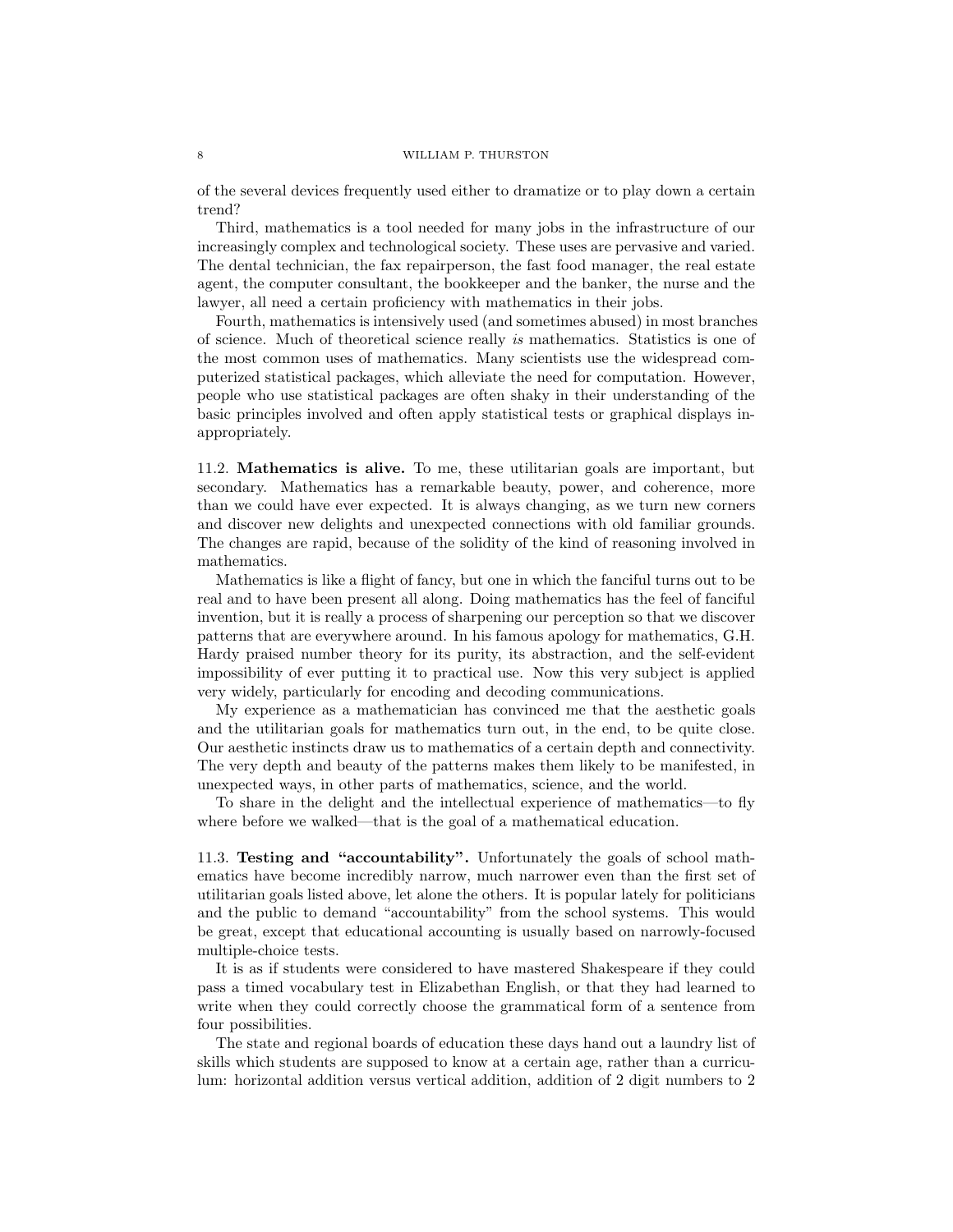of the several devices frequently used either to dramatize or to play down a certain trend?

Third, mathematics is a tool needed for many jobs in the infrastructure of our increasingly complex and technological society. These uses are pervasive and varied. The dental technician, the fax repairperson, the fast food manager, the real estate agent, the computer consultant, the bookkeeper and the banker, the nurse and the lawyer, all need a certain proficiency with mathematics in their jobs.

Fourth, mathematics is intensively used (and sometimes abused) in most branches of science. Much of theoretical science really *is* mathematics. Statistics is one of the most common uses of mathematics. Many scientists use the widespread computerized statistical packages, which alleviate the need for computation. However, people who use statistical packages are often shaky in their understanding of the basic principles involved and often apply statistical tests or graphical displays inappropriately.

11.2. **Mathematics is alive.** To me, these utilitarian goals are important, but secondary. Mathematics has a remarkable beauty, power, and coherence, more than we could have ever expected. It is always changing, as we turn new corners and discover new delights and unexpected connections with old familiar grounds. The changes are rapid, because of the solidity of the kind of reasoning involved in mathematics.

Mathematics is like a flight of fancy, but one in which the fanciful turns out to be real and to have been present all along. Doing mathematics has the feel of fanciful invention, but it is really a process of sharpening our perception so that we discover patterns that are everywhere around. In his famous apology for mathematics, G.H. Hardy praised number theory for its purity, its abstraction, and the self-evident impossibility of ever putting it to practical use. Now this very subject is applied very widely, particularly for encoding and decoding communications.

My experience as a mathematician has convinced me that the aesthetic goals and the utilitarian goals for mathematics turn out, in the end, to be quite close. Our aesthetic instincts draw us to mathematics of a certain depth and connectivity. The very depth and beauty of the patterns makes them likely to be manifested, in unexpected ways, in other parts of mathematics, science, and the world.

To share in the delight and the intellectual experience of mathematics—to fly where before we walked—that is the goal of a mathematical education.

11.3. **Testing and "accountability".** Unfortunately the goals of school mathematics have become incredibly narrow, much narrower even than the first set of utilitarian goals listed above, let alone the others. It is popular lately for politicians and the public to demand "accountability" from the school systems. This would be great, except that educational accounting is usually based on narrowly-focused multiple-choice tests.

It is as if students were considered to have mastered Shakespeare if they could pass a timed vocabulary test in Elizabethan English, or that they had learned to write when they could correctly choose the grammatical form of a sentence from four possibilities.

The state and regional boards of education these days hand out a laundry list of skills which students are supposed to know at a certain age, rather than a curriculum: horizontal addition versus vertical addition, addition of 2 digit numbers to 2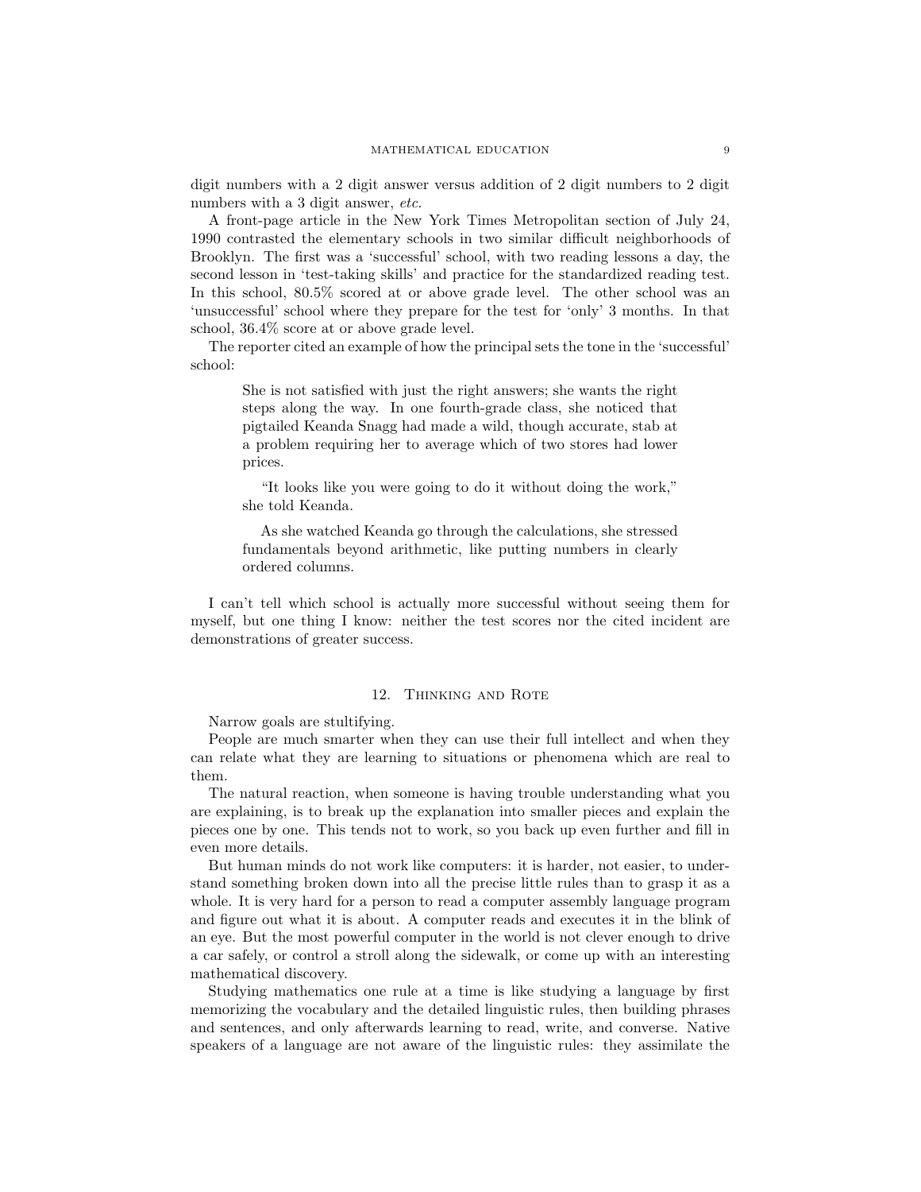digit numbers with a 2 digit answer versus addition of 2 digit numbers to 2 digit numbers with a 3 digit answer, *etc.*

A front-page article in the New York Times Metropolitan section of July 24, 1990 contrasted the elementary schools in two similar difficult neighborhoods of Brooklyn. The first was a 'successful' school, with two reading lessons a day, the second lesson in 'test-taking skills' and practice for the standardized reading test. In this school, 80.5% scored at or above grade level. The other school was an 'unsuccessful' school where they prepare for the test for 'only' 3 months. In that school, 36.4% score at or above grade level.

The reporter cited an example of how the principal sets the tone in the 'successful' school:

> She is not satisfied with just the right answers; she wants the right steps along the way. In one fourth-grade class, she noticed that pigtailed Keanda Snagg had made a wild, though accurate, stab at a problem requiring her to average which of two stores had lower prices.
>
> "It looks like you were going to do it without doing the work," she told Keanda.
>
> As she watched Keanda go through the calculations, she stressed fundamentals beyond arithmetic, like putting numbers in clearly ordered columns.

I can't tell which school is actually more successful without seeing them for myself, but one thing I know: neither the test scores nor the cited incident are demonstrations of greater success.

## 12. Thinking and Rote

Narrow goals are stultifying.

People are much smarter when they can use their full intellect and when they can relate what they are learning to situations or phenomena which are real to them.

The natural reaction, when someone is having trouble understanding what you are explaining, is to break up the explanation into smaller pieces and explain the pieces one by one. This tends not to work, so you back up even further and fill in even more details.

But human minds do not work like computers: it is harder, not easier, to understand something broken down into all the precise little rules than to grasp it as a whole. It is very hard for a person to read a computer assembly language program and figure out what it is about. A computer reads and executes it in the blink of an eye. But the most powerful computer in the world is not clever enough to drive a car safely, or control a stroll along the sidewalk, or come up with an interesting mathematical discovery.

Studying mathematics one rule at a time is like studying a language by first memorizing the vocabulary and the detailed linguistic rules, then building phrases and sentences, and only afterwards learning to read, write, and converse. Native speakers of a language are not aware of the linguistic rules: they assimilate the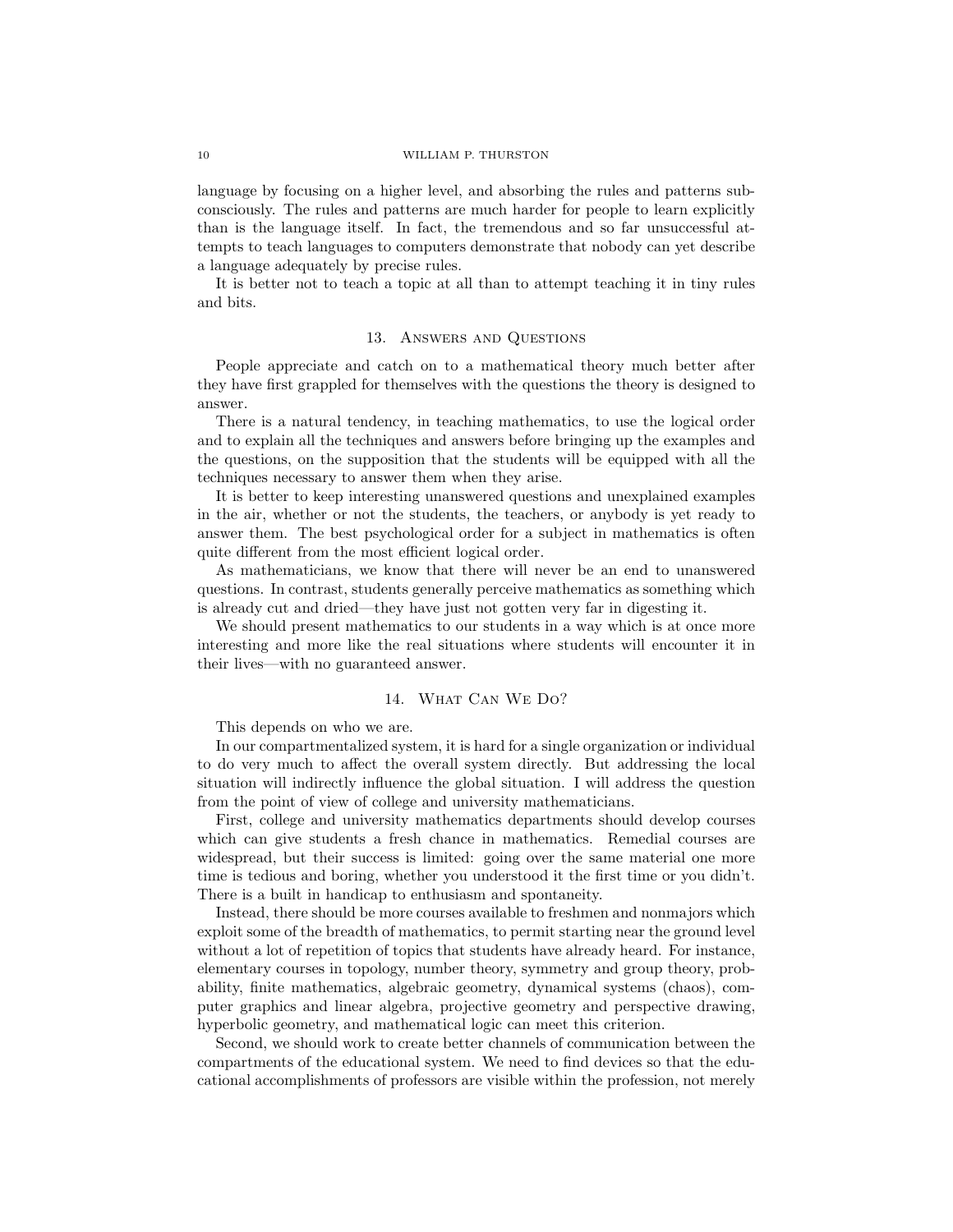language by focusing on a higher level, and absorbing the rules and patterns subconsciously. The rules and patterns are much harder for people to learn explicitly than is the language itself. In fact, the tremendous and so far unsuccessful attempts to teach languages to computers demonstrate that nobody can yet describe a language adequately by precise rules.

It is better not to teach a topic at all than to attempt teaching it in tiny rules and bits.

## 13. Answers and Questions

People appreciate and catch on to a mathematical theory much better after they have first grappled for themselves with the questions the theory is designed to answer.

There is a natural tendency, in teaching mathematics, to use the logical order and to explain all the techniques and answers before bringing up the examples and the questions, on the supposition that the students will be equipped with all the techniques necessary to answer them when they arise.

It is better to keep interesting unanswered questions and unexplained examples in the air, whether or not the students, the teachers, or anybody is yet ready to answer them. The best psychological order for a subject in mathematics is often quite different from the most efficient logical order.

As mathematicians, we know that there will never be an end to unanswered questions. In contrast, students generally perceive mathematics as something which is already cut and dried—they have just not gotten very far in digesting it.

We should present mathematics to our students in a way which is at once more interesting and more like the real situations where students will encounter it in their lives—with no guaranteed answer.

## 14. What Can We Do?

This depends on who we are.

In our compartmentalized system, it is hard for a single organization or individual to do very much to affect the overall system directly. But addressing the local situation will indirectly influence the global situation. I will address the question from the point of view of college and university mathematicians.

First, college and university mathematics departments should develop courses which can give students a fresh chance in mathematics. Remedial courses are widespread, but their success is limited: going over the same material one more time is tedious and boring, whether you understood it the first time or you didn't. There is a built in handicap to enthusiasm and spontaneity.

Instead, there should be more courses available to freshmen and nonmajors which exploit some of the breadth of mathematics, to permit starting near the ground level without a lot of repetition of topics that students have already heard. For instance, elementary courses in topology, number theory, symmetry and group theory, probability, finite mathematics, algebraic geometry, dynamical systems (chaos), computer graphics and linear algebra, projective geometry and perspective drawing, hyperbolic geometry, and mathematical logic can meet this criterion.

Second, we should work to create better channels of communication between the compartments of the educational system. We need to find devices so that the educational accomplishments of professors are visible within the profession, not merely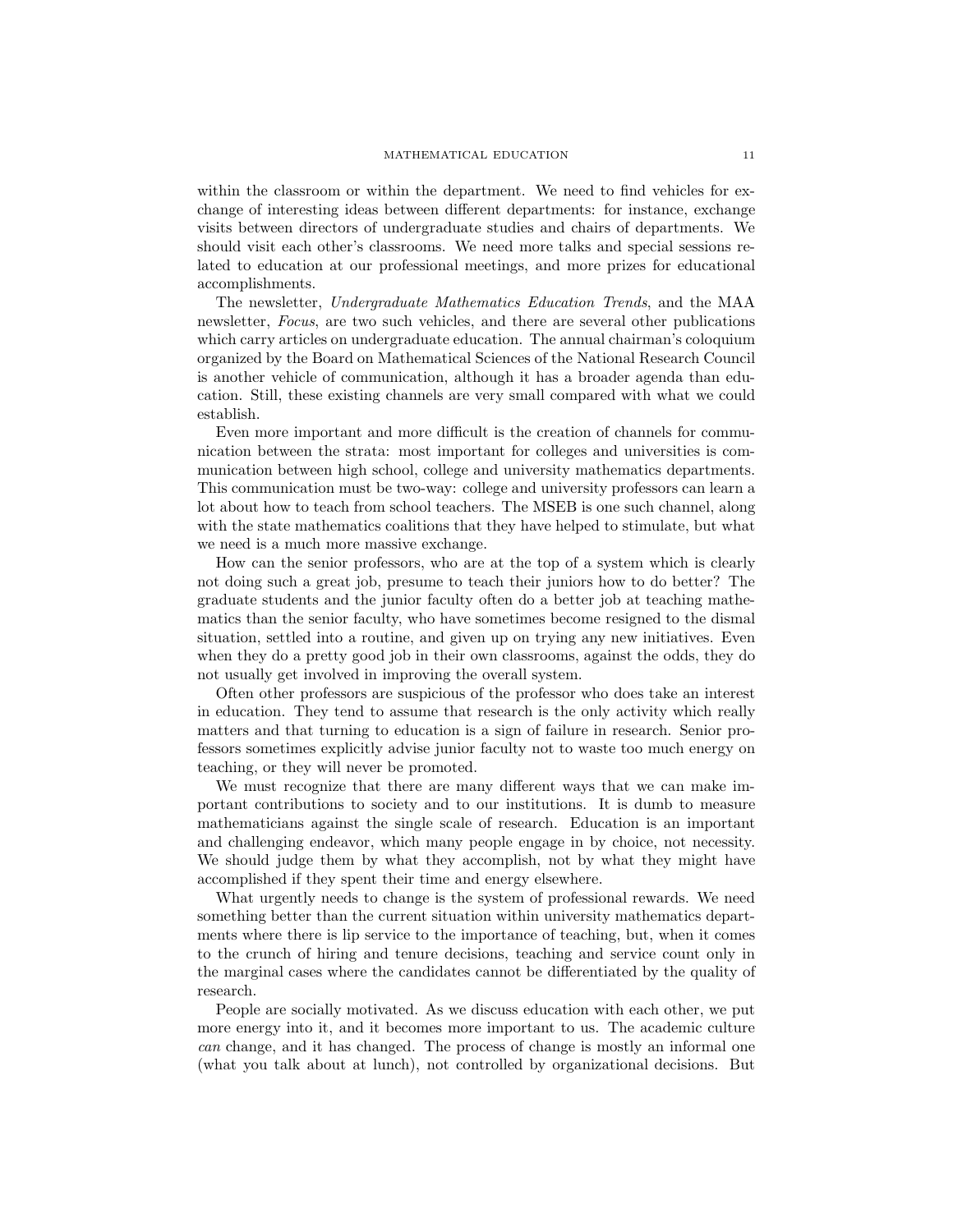within the classroom or within the department. We need to find vehicles for exchange of interesting ideas between different departments: for instance, exchange visits between directors of undergraduate studies and chairs of departments. We should visit each other's classrooms. We need more talks and special sessions related to education at our professional meetings, and more prizes for educational accomplishments.

The newsletter, *Undergraduate Mathematics Education Trends*, and the MAA newsletter, *Focus*, are two such vehicles, and there are several other publications which carry articles on undergraduate education. The annual chairman's coloquium organized by the Board on Mathematical Sciences of the National Research Council is another vehicle of communication, although it has a broader agenda than education. Still, these existing channels are very small compared with what we could establish.

Even more important and more difficult is the creation of channels for communication between the strata: most important for colleges and universities is communication between high school, college and university mathematics departments. This communication must be two-way: college and university professors can learn a lot about how to teach from school teachers. The MSEB is one such channel, along with the state mathematics coalitions that they have helped to stimulate, but what we need is a much more massive exchange.

How can the senior professors, who are at the top of a system which is clearly not doing such a great job, presume to teach their juniors how to do better? The graduate students and the junior faculty often do a better job at teaching mathematics than the senior faculty, who have sometimes become resigned to the dismal situation, settled into a routine, and given up on trying any new initiatives. Even when they do a pretty good job in their own classrooms, against the odds, they do not usually get involved in improving the overall system.

Often other professors are suspicious of the professor who does take an interest in education. They tend to assume that research is the only activity which really matters and that turning to education is a sign of failure in research. Senior professors sometimes explicitly advise junior faculty not to waste too much energy on teaching, or they will never be promoted.

We must recognize that there are many different ways that we can make important contributions to society and to our institutions. It is dumb to measure mathematicians against the single scale of research. Education is an important and challenging endeavor, which many people engage in by choice, not necessity. We should judge them by what they accomplish, not by what they might have accomplished if they spent their time and energy elsewhere.

What urgently needs to change is the system of professional rewards. We need something better than the current situation within university mathematics departments where there is lip service to the importance of teaching, but, when it comes to the crunch of hiring and tenure decisions, teaching and service count only in the marginal cases where the candidates cannot be differentiated by the quality of research.

People are socially motivated. As we discuss education with each other, we put more energy into it, and it becomes more important to us. The academic culture *can* change, and it has changed. The process of change is mostly an informal one (what you talk about at lunch), not controlled by organizational decisions. But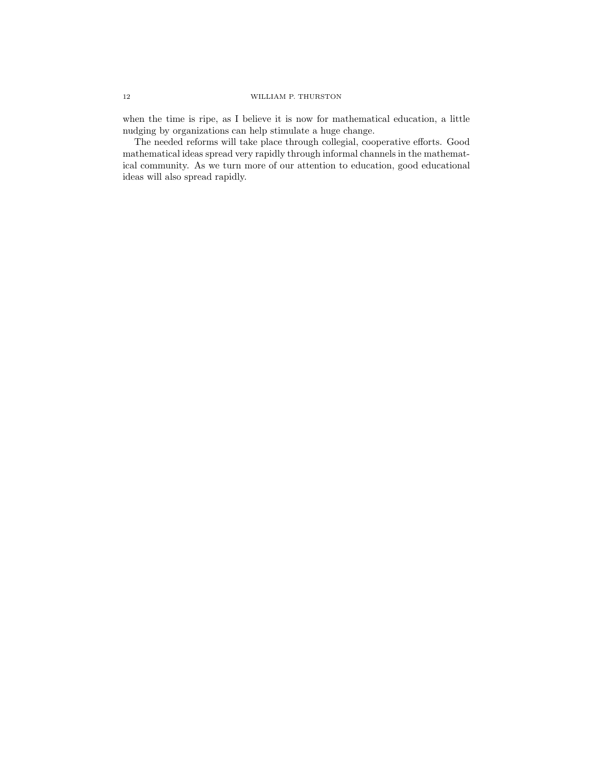when the time is ripe, as I believe it is now for mathematical education, a little nudging by organizations can help stimulate a huge change.

The needed reforms will take place through collegial, cooperative efforts. Good mathematical ideas spread very rapidly through informal channels in the mathematical community. As we turn more of our attention to education, good educational ideas will also spread rapidly.